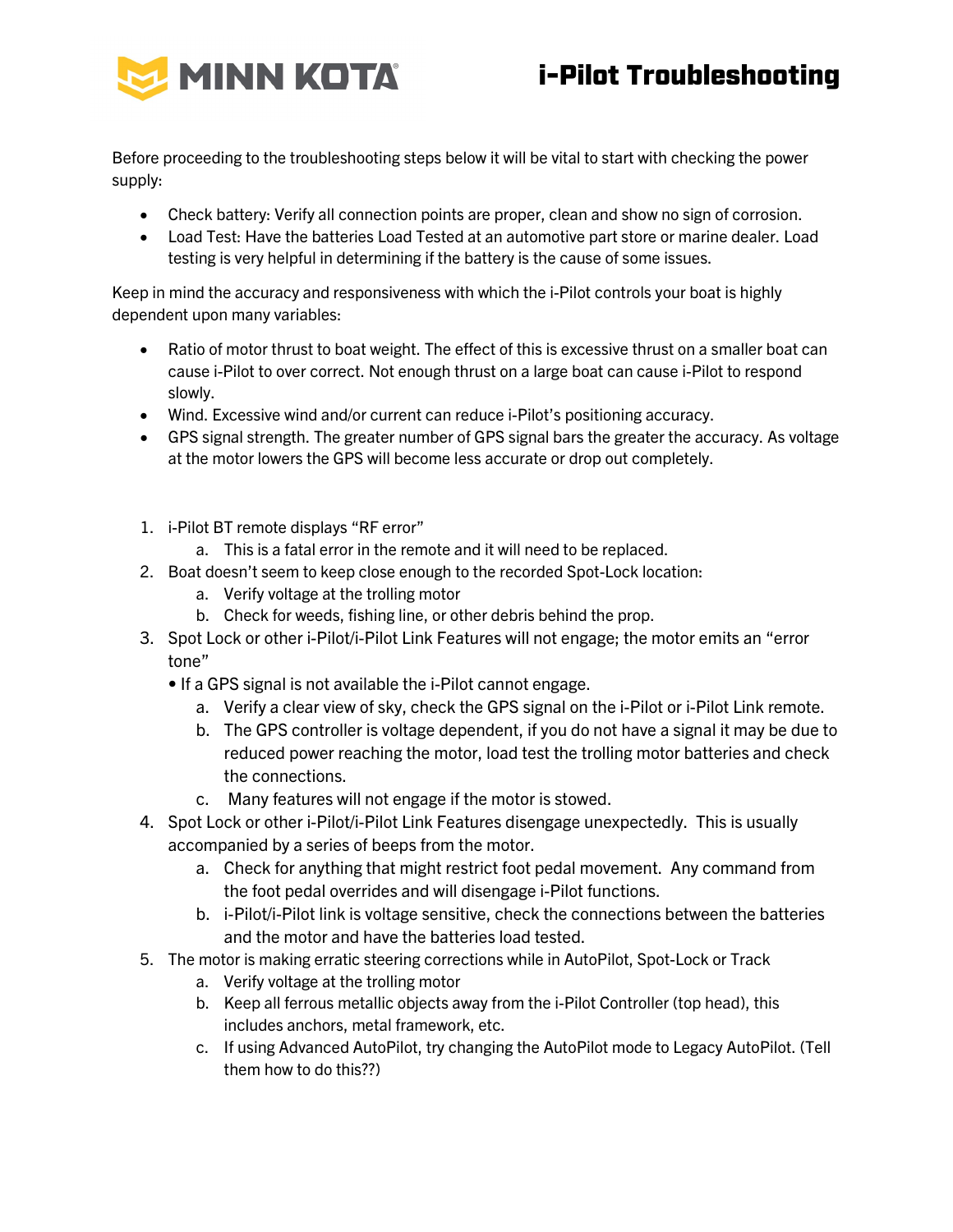MINN KOTA

# i-Pilot Troubleshooting

Before proceeding to the troubleshooting steps below it will be vital to start with checking the power supply:

- Check battery: Verify all connection points are proper, clean and show no sign of corrosion.
- Load Test: Have the batteries Load Tested at an automotive part store or marine dealer. Load testing is very helpful in determining if the battery is the cause of some issues.

Keep in mind the accuracy and responsiveness with which the i-Pilot controls your boat is highly dependent upon many variables:

- Ratio of motor thrust to boat weight. The effect of this is excessive thrust on a smaller boat can cause i-Pilot to over correct. Not enough thrust on a large boat can cause i-Pilot to respond slowly.
- Wind. Excessive wind and/or current can reduce i-Pilot's positioning accuracy.
- GPS signal strength. The greater number of GPS signal bars the greater the accuracy. As voltage at the motor lowers the GPS will become less accurate or drop out completely.

1. i-Pilot BT remote displays "RF error"
   a. This is a fatal error in the remote and it will need to be replaced.
2. Boat doesn't seem to keep close enough to the recorded Spot-Lock location:
   a. Verify voltage at the trolling motor
   b. Check for weeds, fishing line, or other debris behind the prop.
3. Spot Lock or other i-Pilot/i-Pilot Link Features will not engage; the motor emits an "error tone"
   - If a GPS signal is not available the i-Pilot cannot engage.

   a. Verify a clear view of sky, check the GPS signal on the i-Pilot or i-Pilot Link remote.
   b. The GPS controller is voltage dependent, if you do not have a signal it may be due to reduced power reaching the motor, load test the trolling motor batteries and check the connections.
   c. Many features will not engage if the motor is stowed.
4. Spot Lock or other i-Pilot/i-Pilot Link Features disengage unexpectedly. This is usually accompanied by a series of beeps from the motor.
   a. Check for anything that might restrict foot pedal movement. Any command from the foot pedal overrides and will disengage i-Pilot functions.
   b. i-Pilot/i-Pilot link is voltage sensitive, check the connections between the batteries and the motor and have the batteries load tested.
5. The motor is making erratic steering corrections while in AutoPilot, Spot-Lock or Track
   a. Verify voltage at the trolling motor
   b. Keep all ferrous metallic objects away from the i-Pilot Controller (top head), this includes anchors, metal framework, etc.
   c. If using Advanced AutoPilot, try changing the AutoPilot mode to Legacy AutoPilot. (Tell them how to do this??)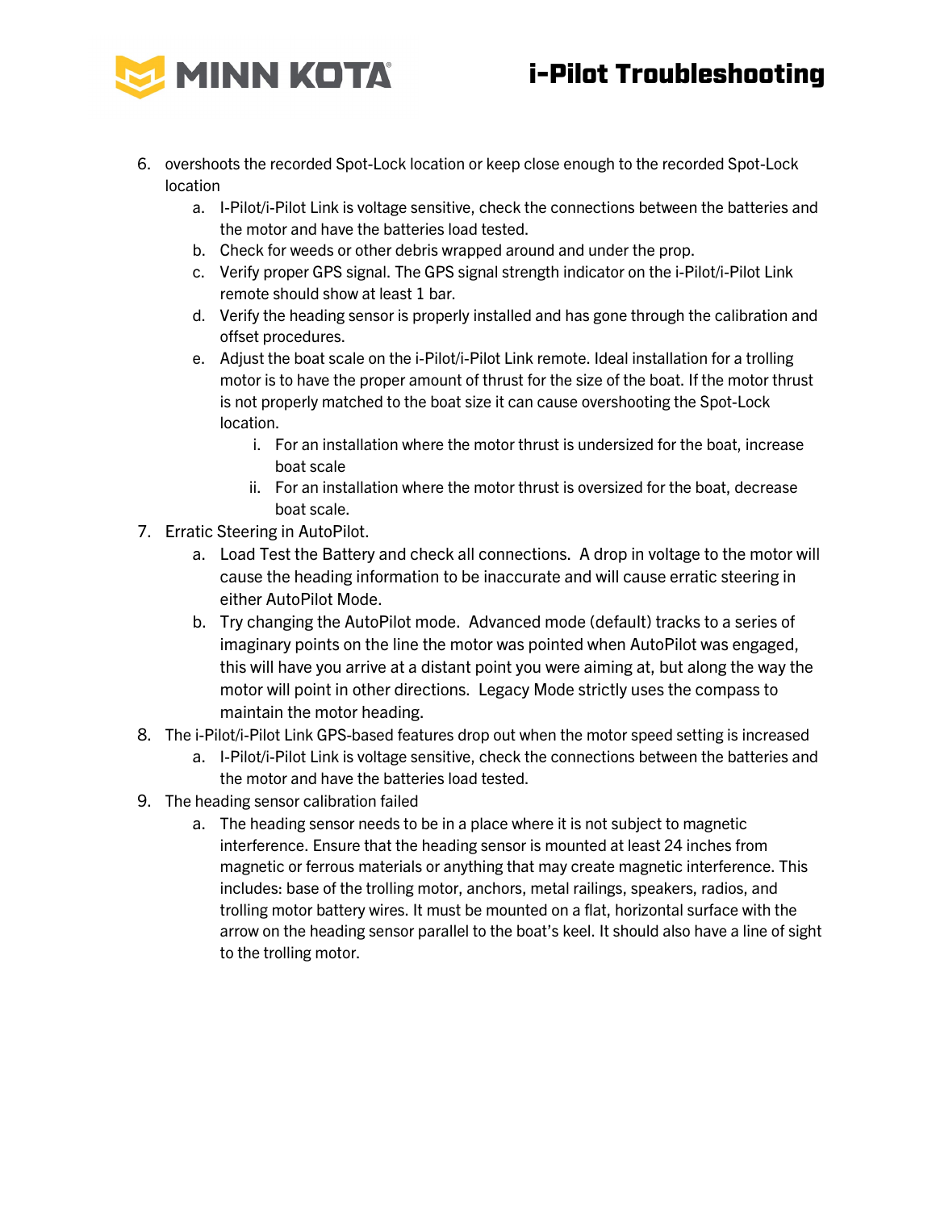6. overshoots the recorded Spot-Lock location or keep close enough to the recorded Spot-Lock location
   a. I-Pilot/i-Pilot Link is voltage sensitive, check the connections between the batteries and the motor and have the batteries load tested.
   b. Check for weeds or other debris wrapped around and under the prop.
   c. Verify proper GPS signal. The GPS signal strength indicator on the i-Pilot/i-Pilot Link remote should show at least 1 bar.
   d. Verify the heading sensor is properly installed and has gone through the calibration and offset procedures.
   e. Adjust the boat scale on the i-Pilot/i-Pilot Link remote. Ideal installation for a trolling motor is to have the proper amount of thrust for the size of the boat. If the motor thrust is not properly matched to the boat size it can cause overshooting the Spot-Lock location.
      i. For an installation where the motor thrust is undersized for the boat, increase boat scale
      ii. For an installation where the motor thrust is oversized for the boat, decrease boat scale.
7. Erratic Steering in AutoPilot.
   a. Load Test the Battery and check all connections. A drop in voltage to the motor will cause the heading information to be inaccurate and will cause erratic steering in either AutoPilot Mode.
   b. Try changing the AutoPilot mode. Advanced mode (default) tracks to a series of imaginary points on the line the motor was pointed when AutoPilot was engaged, this will have you arrive at a distant point you were aiming at, but along the way the motor will point in other directions. Legacy Mode strictly uses the compass to maintain the motor heading.
8. The i-Pilot/i-Pilot Link GPS-based features drop out when the motor speed setting is increased
   a. I-Pilot/i-Pilot Link is voltage sensitive, check the connections between the batteries and the motor and have the batteries load tested.
9. The heading sensor calibration failed
   a. The heading sensor needs to be in a place where it is not subject to magnetic interference. Ensure that the heading sensor is mounted at least 24 inches from magnetic or ferrous materials or anything that may create magnetic interference. This includes: base of the trolling motor, anchors, metal railings, speakers, radios, and trolling motor battery wires. It must be mounted on a flat, horizontal surface with the arrow on the heading sensor parallel to the boat's keel. It should also have a line of sight to the trolling motor.